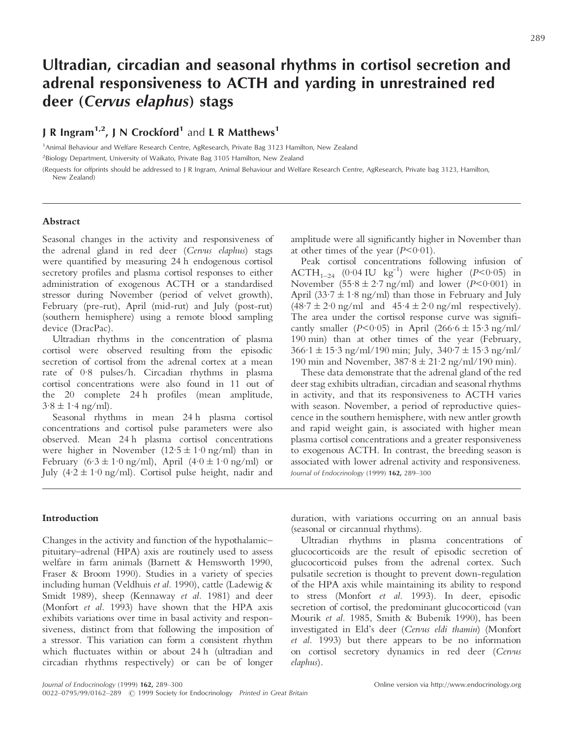# Ultradian, circadian and seasonal rhythms in cortisol secretion and adrenal responsiveness to ACTH and yarding in unrestrained red deer (*Cervus elaphus*) stags

**J R Ingram[1,2], J N Crockford[1] and L R Matthews[1]**

[1]Animal Behaviour and Welfare Research Centre, AgResearch, Private Bag 3123 Hamilton, New Zealand

[2]Biology Department, University of Waikato, Private Bag 3105 Hamilton, New Zealand

(Requests for offprints should be addressed to J R Ingram, Animal Behaviour and Welfare Research Centre, AgResearch, Private bag 3123, Hamilton, New Zealand)

## Abstract

Seasonal changes in the activity and responsiveness of the adrenal gland in red deer (*Cervus elaphus*) stags were quantified by measuring 24 h endogenous cortisol secretory profiles and plasma cortisol responses to either administration of exogenous ACTH or a standardised stressor during November (period of velvet growth), February (pre-rut), April (mid-rut) and July (post-rut) (southern hemisphere) using a remote blood sampling device (DracPac).

Ultradian rhythms in the concentration of plasma cortisol were observed resulting from the episodic secretion of cortisol from the adrenal cortex at a mean rate of 0·8 pulses/h. Circadian rhythms in plasma cortisol concentrations were also found in 11 out of the 20 complete 24 h profiles (mean amplitude, 3·8 ± 1·4 ng/ml).

Seasonal rhythms in mean 24 h plasma cortisol concentrations and cortisol pulse parameters were also observed. Mean 24 h plasma cortisol concentrations were higher in November (12·5 ± 1·0 ng/ml) than in February (6·3 ± 1·0 ng/ml), April (4·0 ± 1·0 ng/ml) or July (4·2 ± 1·0 ng/ml). Cortisol pulse height, nadir and amplitude were all significantly higher in November than at other times of the year ($P<0·01$).

Peak cortisol concentrations following infusion of $ACTH_{1–24}$ (0·04 IU $kg^{-1}$) were higher ($P<0·05$) in November (55·8 ± 2·7 ng/ml) and lower ($P<0·001$) in April (33·7 ± 1·8 ng/ml) than those in February and July (48·7 ± 2·0 ng/ml and 45·4 ± 2·0 ng/ml respectively). The area under the cortisol response curve was significantly smaller ($P<0·05$) in April (266·6 ± 15·3 ng/ml/190 min) than at other times of the year (February, 366·1 ± 15·3 ng/ml/190 min; July, 340·7 ± 15·3 ng/ml/190 min and November, 387·8 ± 21·2 ng/ml/190 min).

These data demonstrate that the adrenal gland of the red deer stag exhibits ultradian, circadian and seasonal rhythms in activity, and that its responsiveness to ACTH varies with season. November, a period of reproductive quiescence in the southern hemisphere, with new antler growth and rapid weight gain, is associated with higher mean plasma cortisol concentrations and a greater responsiveness to exogenous ACTH. In contrast, the breeding season is associated with lower adrenal activity and responsiveness.

*Journal of Endocrinology* (1999) **162**, 289–300

## Introduction

Changes in the activity and function of the hypothalamic–pituitary–adrenal (HPA) axis are routinely used to assess welfare in farm animals (Barnett & Hemsworth 1990, Fraser & Broom 1990). Studies in a variety of species including human (Veldhuis *et al.* 1990), cattle (Ladewig & Smidt 1989), sheep (Kennaway *et al.* 1981) and deer (Monfort *et al.* 1993) have shown that the HPA axis exhibits variations over time in basal activity and responsiveness, distinct from that following the imposition of a stressor. This variation can form a consistent rhythm which fluctuates within or about 24 h (ultradian and circadian rhythms respectively) or can be of longer duration, with variations occurring on an annual basis (seasonal or circannual rhythms).

Ultradian rhythms in plasma concentrations of glucocorticoids are the result of episodic secretion of glucocorticoid pulses from the adrenal cortex. Such pulsatile secretion is thought to prevent down-regulation of the HPA axis while maintaining its ability to respond to stress (Monfort *et al.* 1993). In deer, episodic secretion of cortisol, the predominant glucocorticoid (van Mourik *et al.* 1985, Smith & Bubenik 1990), has been investigated in Eld's deer (*Cervus eldi thamin*) (Monfort *et al.* 1993) but there appears to be no information on cortisol secretory dynamics in red deer (*Cervus elaphus*).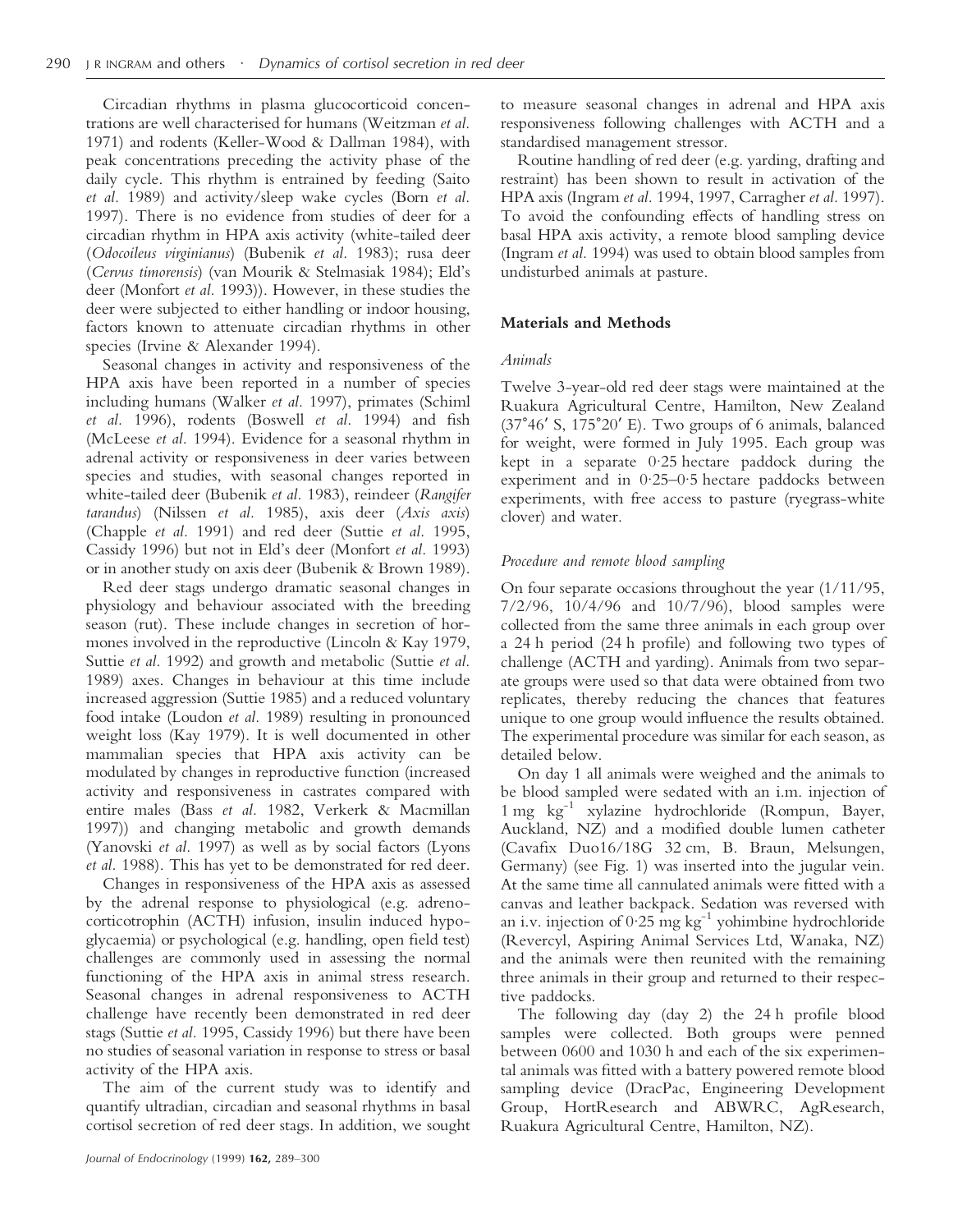Circadian rhythms in plasma glucocorticoid concentrations are well characterised for humans (Weitzman *et al.* 1971) and rodents (Keller-Wood & Dallman 1984), with peak concentrations preceding the activity phase of the daily cycle. This rhythm is entrained by feeding (Saito *et al.* 1989) and activity/sleep wake cycles (Born *et al.* 1997). There is no evidence from studies of deer for a circadian rhythm in HPA axis activity (white-tailed deer (*Odocoileus virginianus*) (Bubenik *et al.* 1983); rusa deer (*Cervus timorensis*) (van Mourik & Stelmasiak 1984); Eld's deer (Monfort *et al.* 1993)). However, in these studies the deer were subjected to either handling or indoor housing, factors known to attenuate circadian rhythms in other species (Irvine & Alexander 1994).

Seasonal changes in activity and responsiveness of the HPA axis have been reported in a number of species including humans (Walker *et al.* 1997), primates (Schiml *et al.* 1996), rodents (Boswell *et al.* 1994) and fish (McLeese *et al.* 1994). Evidence for a seasonal rhythm in adrenal activity or responsiveness in deer varies between species and studies, with seasonal changes reported in white-tailed deer (Bubenik *et al.* 1983), reindeer (*Rangifer tarandus*) (Nilssen *et al.* 1985), axis deer (*Axis axis*) (Chapple *et al.* 1991) and red deer (Suttie *et al.* 1995, Cassidy 1996) but not in Eld's deer (Monfort *et al.* 1993) or in another study on axis deer (Bubenik & Brown 1989).

Red deer stags undergo dramatic seasonal changes in physiology and behaviour associated with the breeding season (rut). These include changes in secretion of hormones involved in the reproductive (Lincoln & Kay 1979, Suttie *et al.* 1992) and growth and metabolic (Suttie *et al.* 1989) axes. Changes in behaviour at this time include increased aggression (Suttie 1985) and a reduced voluntary food intake (Loudon *et al.* 1989) resulting in pronounced weight loss (Kay 1979). It is well documented in other mammalian species that HPA axis activity can be modulated by changes in reproductive function (increased activity and responsiveness in castrates compared with entire males (Bass *et al.* 1982, Verkerk & Macmillan 1997)) and changing metabolic and growth demands (Yanovski *et al.* 1997) as well as by social factors (Lyons *et al.* 1988). This has yet to be demonstrated for red deer.

Changes in responsiveness of the HPA axis as assessed by the adrenal response to physiological (e.g. adrenocorticotrophin (ACTH) infusion, insulin induced hypoglycaemia) or psychological (e.g. handling, open field test) challenges are commonly used in assessing the normal functioning of the HPA axis in animal stress research. Seasonal changes in adrenal responsiveness to ACTH challenge have recently been demonstrated in red deer stags (Suttie *et al.* 1995, Cassidy 1996) but there have been no studies of seasonal variation in response to stress or basal activity of the HPA axis.

The aim of the current study was to identify and quantify ultradian, circadian and seasonal rhythms in basal cortisol secretion of red deer stags. In addition, we sought to measure seasonal changes in adrenal and HPA axis responsiveness following challenges with ACTH and a standardised management stressor.

Routine handling of red deer (e.g. yarding, drafting and restraint) has been shown to result in activation of the HPA axis (Ingram *et al.* 1994, 1997, Carragher *et al.* 1997). To avoid the confounding effects of handling stress on basal HPA axis activity, a remote blood sampling device (Ingram *et al.* 1994) was used to obtain blood samples from undisturbed animals at pasture.

## Materials and Methods

### *Animals*

Twelve 3-year-old red deer stags were maintained at the Ruakura Agricultural Centre, Hamilton, New Zealand (37°46′ S, 175°20′ E). Two groups of 6 animals, balanced for weight, were formed in July 1995. Each group was kept in a separate 0·25 hectare paddock during the experiment and in 0·25–0·5 hectare paddocks between experiments, with free access to pasture (ryegrass-white clover) and water.

### *Procedure and remote blood sampling*

On four separate occasions throughout the year (1/11/95, 7/2/96, 10/4/96 and 10/7/96), blood samples were collected from the same three animals in each group over a 24 h period (24 h profile) and following two types of challenge (ACTH and yarding). Animals from two separate groups were used so that data were obtained from two replicates, thereby reducing the chances that features unique to one group would influence the results obtained. The experimental procedure was similar for each season, as detailed below.

On day 1 all animals were weighed and the animals to be blood sampled were sedated with an i.m. injection of 1 mg $kg^{-1}$ xylazine hydrochloride (Rompun, Bayer, Auckland, NZ) and a modified double lumen catheter (Cavafix Duo16/18G 32 cm, B. Braun, Melsungen, Germany) (see Fig. 1) was inserted into the jugular vein. At the same time all cannulated animals were fitted with a canvas and leather backpack. Sedation was reversed with an i.v. injection of 0·25 mg $kg^{-1}$ yohimbine hydrochloride (Revercyl, Aspiring Animal Services Ltd, Wanaka, NZ) and the animals were then reunited with the remaining three animals in their group and returned to their respective paddocks.

The following day (day 2) the 24 h profile blood samples were collected. Both groups were penned between 0600 and 1030 h and each of the six experimental animals was fitted with a battery powered remote blood sampling device (DracPac, Engineering Development Group, HortResearch and ABWRC, AgResearch, Ruakura Agricultural Centre, Hamilton, NZ).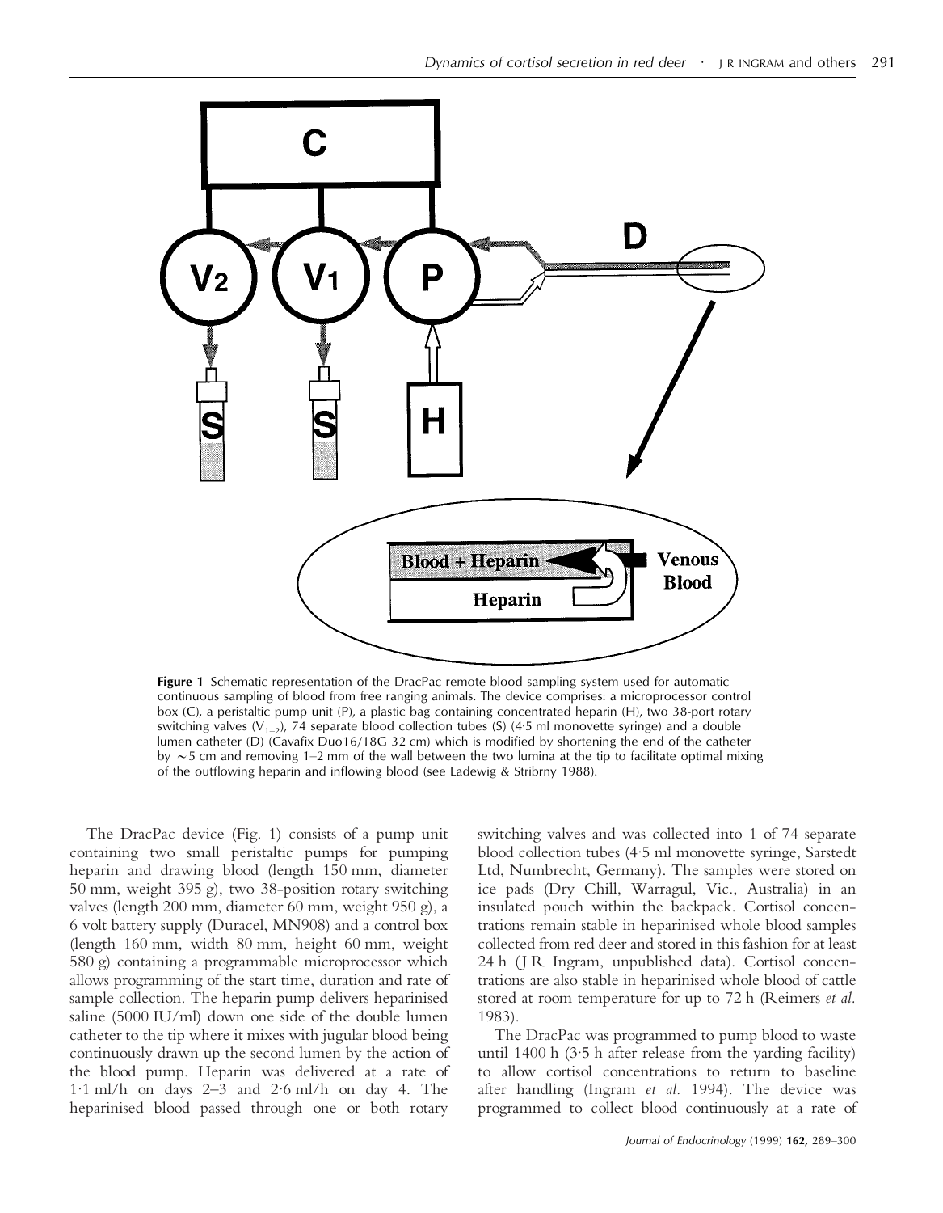**Figure 1** Schematic representation of the DracPac remote blood sampling system used for automatic continuous sampling of blood from free ranging animals. The device comprises: a microprocessor control box (C), a peristaltic pump unit (P), a plastic bag containing concentrated heparin (H), two 38-port rotary switching valves ($V_{1-2}$), 74 separate blood collection tubes (S) (4·5 ml monovette syringe) and a double lumen catheter (D) (Cavafix Duo16/18G 32 cm) which is modified by shortening the end of the catheter by ~5 cm and removing 1–2 mm of the wall between the two lumina at the tip to facilitate optimal mixing of the outflowing heparin and inflowing blood (see Ladewig & Stribrny 1988).

The DracPac device (Fig. 1) consists of a pump unit containing two small peristaltic pumps for pumping heparin and drawing blood (length 150 mm, diameter 50 mm, weight 395 g), two 38-position rotary switching valves (length 200 mm, diameter 60 mm, weight 950 g), a 6 volt battery supply (Duracel, MN908) and a control box (length 160 mm, width 80 mm, height 60 mm, weight 580 g) containing a programmable microprocessor which allows programming of the start time, duration and rate of sample collection. The heparin pump delivers heparinised saline (5000 IU/ml) down one side of the double lumen catheter to the tip where it mixes with jugular blood being continuously drawn up the second lumen by the action of the blood pump. Heparin was delivered at a rate of 1·1 ml/h on days 2–3 and 2·6 ml/h on day 4. The heparinised blood passed through one or both rotary switching valves and was collected into 1 of 74 separate blood collection tubes (4·5 ml monovette syringe, Sarstedt Ltd, Numbrecht, Germany). The samples were stored on ice pads (Dry Chill, Warragul, Vic., Australia) in an insulated pouch within the backpack. Cortisol concentrations remain stable in heparinised whole blood samples collected from red deer and stored in this fashion for at least 24 h (J R Ingram, unpublished data). Cortisol concentrations are also stable in heparinised whole blood of cattle stored at room temperature for up to 72 h (Reimers *et al.* 1983).

The DracPac was programmed to pump blood to waste until 1400 h (3·5 h after release from the yarding facility) to allow cortisol concentrations to return to baseline after handling (Ingram *et al.* 1994). The device was programmed to collect blood continuously at a rate of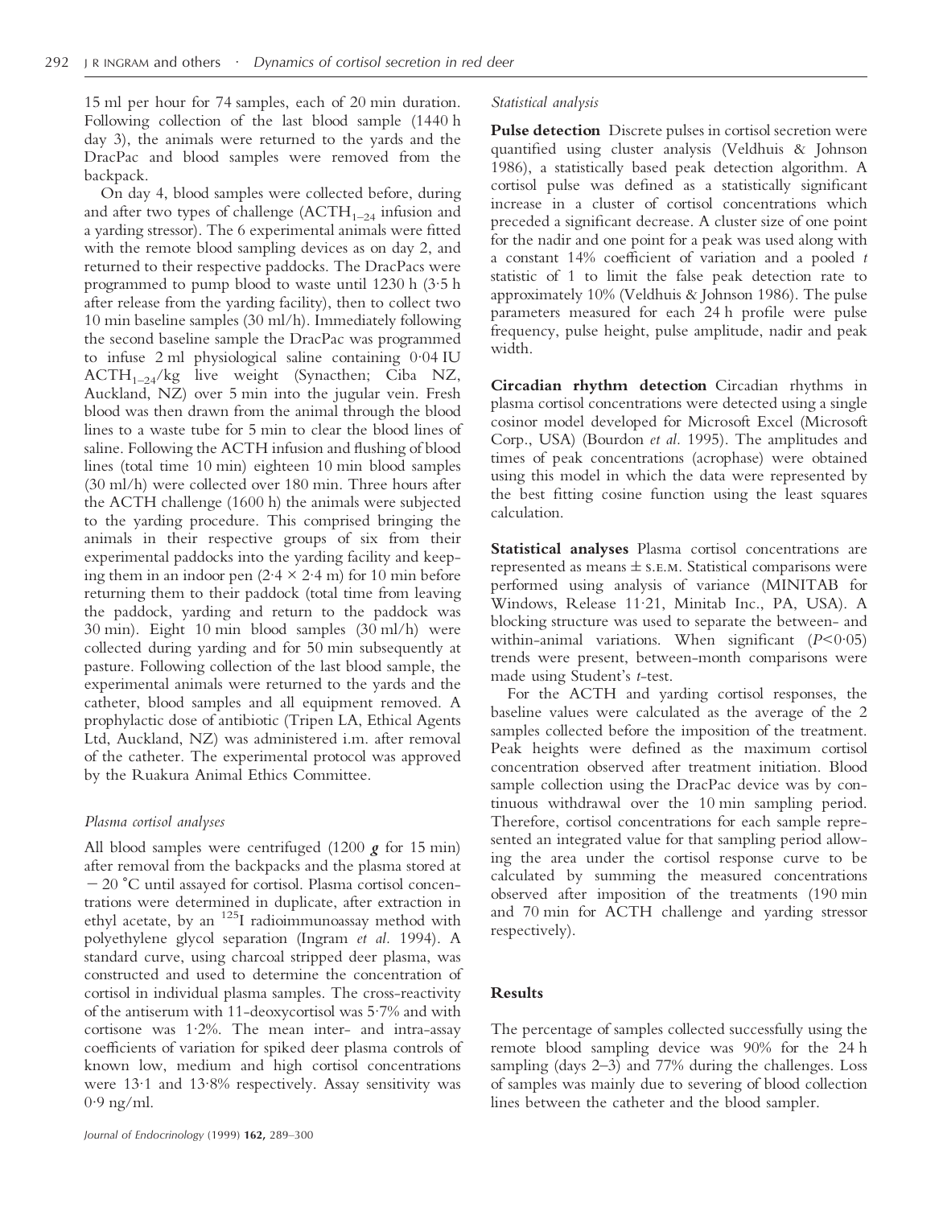15 ml per hour for 74 samples, each of 20 min duration. Following collection of the last blood sample (1440 h day 3), the animals were returned to the yards and the DracPac and blood samples were removed from the backpack.

On day 4, blood samples were collected before, during and after two types of challenge ($ACTH_{1-24}$ infusion and a yarding stressor). The 6 experimental animals were fitted with the remote blood sampling devices as on day 2, and returned to their respective paddocks. The DracPacs were programmed to pump blood to waste until 1230 h (3·5 h after release from the yarding facility), then to collect two 10 min baseline samples (30 ml/h). Immediately following the second baseline sample the DracPac was programmed to infuse 2 ml physiological saline containing 0·04 IU $ACTH_{1-24}$/kg live weight (Synacthen; Ciba NZ, Auckland, NZ) over 5 min into the jugular vein. Fresh blood was then drawn from the animal through the blood lines to a waste tube for 5 min to clear the blood lines of saline. Following the ACTH infusion and flushing of blood lines (total time 10 min) eighteen 10 min blood samples (30 ml/h) were collected over 180 min. Three hours after the ACTH challenge (1600 h) the animals were subjected to the yarding procedure. This comprised bringing the animals in their respective groups of six from their experimental paddocks into the yarding facility and keeping them in an indoor pen (2·4 × 2·4 m) for 10 min before returning them to their paddock (total time from leaving the paddock, yarding and return to the paddock was 30 min). Eight 10 min blood samples (30 ml/h) were collected during yarding and for 50 min subsequently at pasture. Following collection of the last blood sample, the experimental animals were returned to the yards and the catheter, blood samples and all equipment removed. A prophylactic dose of antibiotic (Tripen LA, Ethical Agents Ltd, Auckland, NZ) was administered i.m. after removal of the catheter. The experimental protocol was approved by the Ruakura Animal Ethics Committee.

### *Plasma cortisol analyses*

All blood samples were centrifuged (1200 ***g*** for 15 min) after removal from the backpacks and the plasma stored at −20 °C until assayed for cortisol. Plasma cortisol concentrations were determined in duplicate, after extraction in ethyl acetate, by an $^{125}$I radioimmunoassay method with polyethylene glycol separation (Ingram *et al.* 1994). A standard curve, using charcoal stripped deer plasma, was constructed and used to determine the concentration of cortisol in individual plasma samples. The cross-reactivity of the antiserum with 11-deoxycortisol was 5·7% and with cortisone was 1·2%. The mean inter- and intra-assay coefficients of variation for spiked deer plasma controls of known low, medium and high cortisol concentrations were 13·1 and 13·8% respectively. Assay sensitivity was 0·9 ng/ml.

### *Statistical analysis*

**Pulse detection** Discrete pulses in cortisol secretion were quantified using cluster analysis (Veldhuis & Johnson 1986), a statistically based peak detection algorithm. A cortisol pulse was defined as a statistically significant increase in a cluster of cortisol concentrations which preceded a significant decrease. A cluster size of one point for the nadir and one point for a peak was used along with a constant 14% coefficient of variation and a pooled *t* statistic of 1 to limit the false peak detection rate to approximately 10% (Veldhuis & Johnson 1986). The pulse parameters measured for each 24 h profile were pulse frequency, pulse height, pulse amplitude, nadir and peak width.

**Circadian rhythm detection** Circadian rhythms in plasma cortisol concentrations were detected using a single cosinor model developed for Microsoft Excel (Microsoft Corp., USA) (Bourdon *et al.* 1995). The amplitudes and times of peak concentrations (acrophase) were obtained using this model in which the data were represented by the best fitting cosine function using the least squares calculation.

**Statistical analyses** Plasma cortisol concentrations are represented as means ± S.E.M. Statistical comparisons were performed using analysis of variance (MINITAB for Windows, Release 11·21, Minitab Inc., PA, USA). A blocking structure was used to separate the between- and within-animal variations. When significant ($P<0·05$) trends were present, between-month comparisons were made using Student's *t*-test.

For the ACTH and yarding cortisol responses, the baseline values were calculated as the average of the 2 samples collected before the imposition of the treatment. Peak heights were defined as the maximum cortisol concentration observed after treatment initiation. Blood sample collection using the DracPac device was by continuous withdrawal over the 10 min sampling period. Therefore, cortisol concentrations for each sample represented an integrated value for that sampling period allowing the area under the cortisol response curve to be calculated by summing the measured concentrations observed after imposition of the treatments (190 min and 70 min for ACTH challenge and yarding stressor respectively).

## Results

The percentage of samples collected successfully using the remote blood sampling device was 90% for the 24 h sampling (days 2–3) and 77% during the challenges. Loss of samples was mainly due to severing of blood collection lines between the catheter and the blood sampler.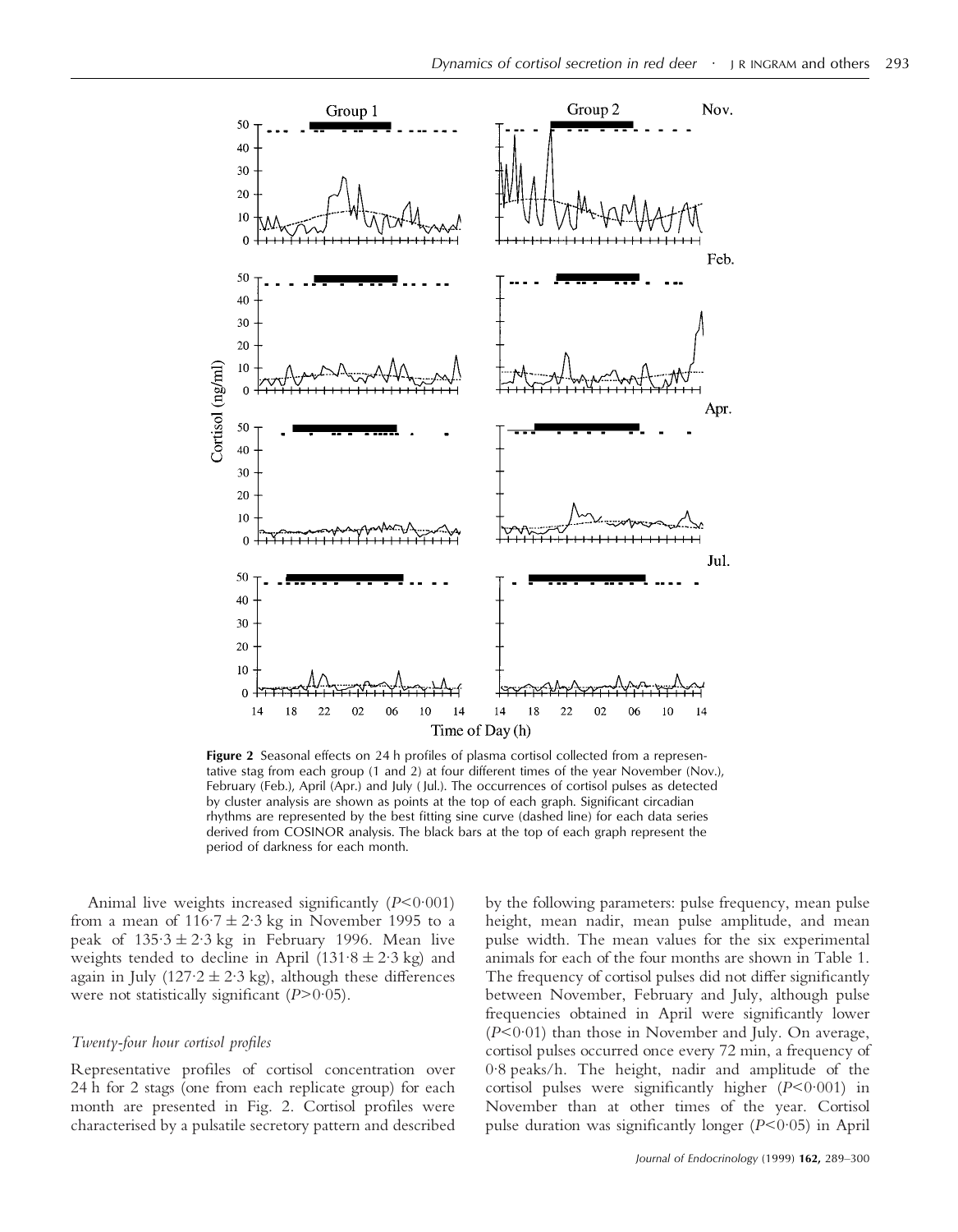**Figure 2** Seasonal effects on 24 h profiles of plasma cortisol collected from a representative stag from each group (1 and 2) at four different times of the year November (Nov.), February (Feb.), April (Apr.) and July (Jul.). The occurrences of cortisol pulses as detected by cluster analysis are shown as points at the top of each graph. Significant circadian rhythms are represented by the best fitting sine curve (dashed line) for each data series derived from COSINOR analysis. The black bars at the top of each graph represent the period of darkness for each month.

Animal live weights increased significantly ($P<0{\cdot}001$) from a mean of $116{\cdot}7 \pm 2{\cdot}3$ kg in November 1995 to a peak of $135{\cdot}3 \pm 2{\cdot}3$ kg in February 1996. Mean live weights tended to decline in April ($131{\cdot}8 \pm 2{\cdot}3$ kg) and again in July ($127{\cdot}2 \pm 2{\cdot}3$ kg), although these differences were not statistically significant ($P>0{\cdot}05$).

### *Twenty-four hour cortisol profiles*

Representative profiles of cortisol concentration over 24 h for 2 stags (one from each replicate group) for each month are presented in Fig. 2. Cortisol profiles were characterised by a pulsatile secretory pattern and described by the following parameters: pulse frequency, mean pulse height, mean nadir, mean pulse amplitude, and mean pulse width. The mean values for the six experimental animals for each of the four months are shown in Table 1. The frequency of cortisol pulses did not differ significantly between November, February and July, although pulse frequencies obtained in April were significantly lower ($P<0{\cdot}01$) than those in November and July. On average, cortisol pulses occurred once every 72 min, a frequency of 0·8 peaks/h. The height, nadir and amplitude of the cortisol pulses were significantly higher ($P<0{\cdot}001$) in November than at other times of the year. Cortisol pulse duration was significantly longer ($P<0{\cdot}05$) in April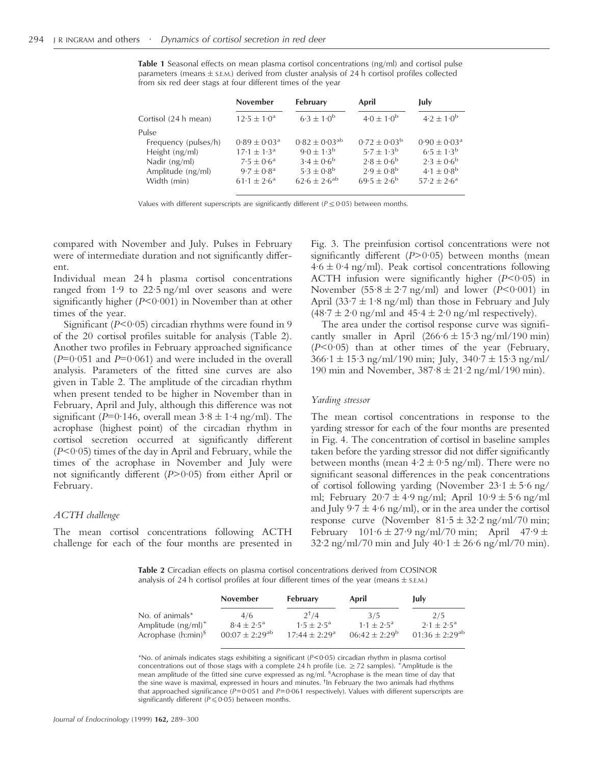**Table 1** Seasonal effects on mean plasma cortisol concentrations (ng/ml) and cortisol pulse parameters (means ± S.E.M.) derived from cluster analysis of 24 h cortisol profiles collected from six red deer stags at four different times of the year

| | November | February | April | July |
|---|---|---|---|---|
| Cortisol (24 h mean) | $12{\cdot}5 \pm 1{\cdot}0^{a}$ | $6{\cdot}3 \pm 1{\cdot}0^{b}$ | $4{\cdot}0 \pm 1{\cdot}0^{b}$ | $4{\cdot}2 \pm 1{\cdot}0^{b}$ |
| Pulse | | | | |
| Frequency (pulses/h) | $0{\cdot}89 \pm 0{\cdot}03^{a}$ | $0{\cdot}82 \pm 0{\cdot}03^{ab}$ | $0{\cdot}72 \pm 0{\cdot}03^{b}$ | $0{\cdot}90 \pm 0{\cdot}03^{a}$ |
| Height (ng/ml) | $17{\cdot}1 \pm 1{\cdot}3^{a}$ | $9{\cdot}0 \pm 1{\cdot}3^{b}$ | $5{\cdot}7 \pm 1{\cdot}3^{b}$ | $6{\cdot}5 \pm 1{\cdot}3^{b}$ |
| Nadir (ng/ml) | $7{\cdot}5 \pm 0{\cdot}6^{a}$ | $3{\cdot}4 \pm 0{\cdot}6^{b}$ | $2{\cdot}8 \pm 0{\cdot}6^{b}$ | $2{\cdot}3 \pm 0{\cdot}6^{b}$ |
| Amplitude (ng/ml) | $9{\cdot}7 \pm 0{\cdot}8^{a}$ | $5{\cdot}3 \pm 0{\cdot}8^{b}$ | $2{\cdot}9 \pm 0{\cdot}8^{b}$ | $4{\cdot}1 \pm 0{\cdot}8^{b}$ |
| Width (min) | $61{\cdot}1 \pm 2{\cdot}6^{a}$ | $62{\cdot}6 \pm 2{\cdot}6^{ab}$ | $69{\cdot}5 \pm 2{\cdot}6^{b}$ | $57{\cdot}2 \pm 2{\cdot}6^{a}$ |

Values with different superscripts are significantly different ($P \leq 0{\cdot}05$) between months.

compared with November and July. Pulses in February were of intermediate duration and not significantly different.

Individual mean 24 h plasma cortisol concentrations ranged from 1·9 to 22·5 ng/ml over seasons and were significantly higher ($P<0{\cdot}001$) in November than at other times of the year.

Significant ($P<0{\cdot}05$) circadian rhythms were found in 9 of the 20 cortisol profiles suitable for analysis (Table 2). Another two profiles in February approached significance ($P=0{\cdot}051$ and $P=0{\cdot}061$) and were included in the overall analysis. Parameters of the fitted sine curves are also given in Table 2. The amplitude of the circadian rhythm when present tended to be higher in November than in February, April and July, although this difference was not significant ($P=0{\cdot}146$, overall mean $3{\cdot}8 \pm 1{\cdot}4$ ng/ml). The acrophase (highest point) of the circadian rhythm in cortisol secretion occurred at significantly different ($P<0{\cdot}05$) times of the day in April and February, while the times of the acrophase in November and July were not significantly different ($P>0{\cdot}05$) from either April or February.

### *ACTH challenge*

The mean cortisol concentrations following ACTH challenge for each of the four months are presented in Fig. 3. The preinfusion cortisol concentrations were not significantly different ($P>0{\cdot}05$) between months (mean $4{\cdot}6 \pm 0{\cdot}4$ ng/ml). Peak cortisol concentrations following ACTH infusion were significantly higher ($P<0{\cdot}05$) in November ($55{\cdot}8 \pm 2{\cdot}7$ ng/ml) and lower ($P<0{\cdot}001$) in April ($33{\cdot}7 \pm 1{\cdot}8$ ng/ml) than those in February and July ($48{\cdot}7 \pm 2{\cdot}0$ ng/ml and $45{\cdot}4 \pm 2{\cdot}0$ ng/ml respectively).

The area under the cortisol response curve was significantly smaller in April ($266{\cdot}6 \pm 15{\cdot}3$ ng/ml/190 min) ($P<0{\cdot}05$) than at other times of the year (February, $366{\cdot}1 \pm 15{\cdot}3$ ng/ml/190 min; July, $340{\cdot}7 \pm 15{\cdot}3$ ng/ml/190 min and November, $387{\cdot}8 \pm 21{\cdot}2$ ng/ml/190 min).

### *Yarding stressor*

The mean cortisol concentrations in response to the yarding stressor for each of the four months are presented in Fig. 4. The concentration of cortisol in baseline samples taken before the yarding stressor did not differ significantly between months (mean $4{\cdot}2 \pm 0{\cdot}5$ ng/ml). There were no significant seasonal differences in the peak concentrations of cortisol following yarding (November $23{\cdot}1 \pm 5{\cdot}6$ ng/ml; February $20{\cdot}7 \pm 4{\cdot}9$ ng/ml; April $10{\cdot}9 \pm 5{\cdot}6$ ng/ml and July $9{\cdot}7 \pm 4{\cdot}6$ ng/ml), or in the area under the cortisol response curve (November $81{\cdot}5 \pm 32{\cdot}2$ ng/ml/70 min; February $101{\cdot}6 \pm 27{\cdot}9$ ng/ml/70 min; April $47{\cdot}9 \pm 32{\cdot}2$ ng/ml/70 min and July $40{\cdot}1 \pm 26{\cdot}6$ ng/ml/70 min).

**Table 2** Circadian effects on plasma cortisol concentrations derived from COSINOR analysis of 24 h cortisol profiles at four different times of the year (means ± S.E.M.)

| | November | February | April | July |
|---|---|---|---|---|
| No. of animals* | 4/6 | 2[†]/4 | 3/5 | 2/5 |
| Amplitude (ng/ml)[+] | $8{\cdot}4 \pm 2{\cdot}5^{a}$ | $1{\cdot}5 \pm 2{\cdot}5^{a}$ | $1{\cdot}1 \pm 2{\cdot}5^{a}$ | $2{\cdot}1 \pm 2{\cdot}5^{a}$ |
| Acrophase (h:min)[§] | $00{:}07 \pm 2{:}29^{ab}$ | $17{:}44 \pm 2{:}29^{a}$ | $06{:}42 \pm 2{:}29^{b}$ | $01{:}36 \pm 2{:}29^{ab}$ |

*No. of animals indicates stags exhibiting a significant ($P<0{\cdot}05$) circadian rhythm in plasma cortisol concentrations out of those stags with a complete 24 h profile (i.e. $\geq 72$ samples). [+]Amplitude is the mean amplitude of the fitted sine curve expressed as ng/ml. [§]Acrophase is the mean time of day that the sine wave is maximal, expressed in hours and minutes. [†]In February the two animals had rhythms that approached significance ($P=0{\cdot}051$ and $P=0{\cdot}061$ respectively). Values with different superscripts are significantly different ($P \leqslant 0{\cdot}05$) between months.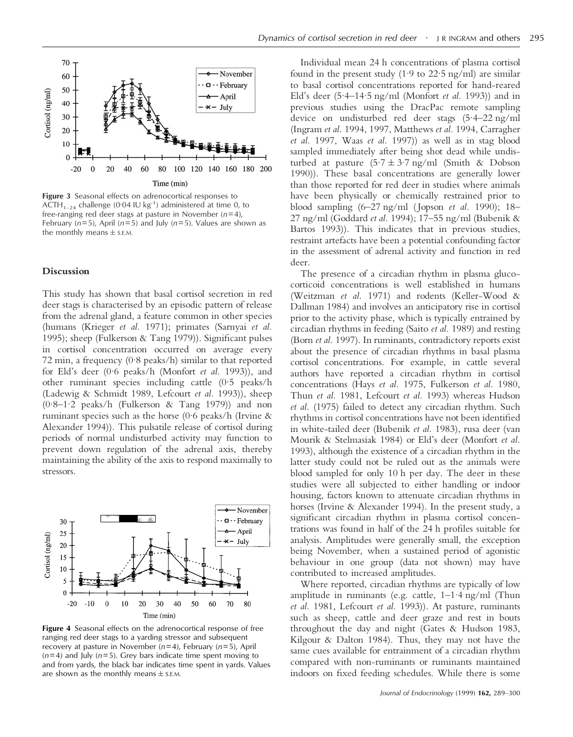**Figure 3** Seasonal effects on adrenocortical responses to $ACTH_{1-24}$ challenge (0·04 IU $kg^{-1}$) administered at time 0, to free-ranging red deer stags at pasture in November ($n=4$), February ($n=5$), April ($n=5$) and July ($n=5$). Values are shown as the monthly means ± S.E.M.

## Discussion

This study has shown that basal cortisol secretion in red deer stags is characterised by an episodic pattern of release from the adrenal gland, a feature common in other species (humans (Krieger *et al.* 1971); primates (Sarnyai *et al.* 1995); sheep (Fulkerson & Tang 1979)). Significant pulses in cortisol concentration occurred on average every 72 min, a frequency (0·8 peaks/h) similar to that reported for Eld's deer (0·6 peaks/h (Monfort *et al.* 1993)), and other ruminant species including cattle (0·5 peaks/h (Ladewig & Schmidt 1989, Lefcourt *et al.* 1993)), sheep (0·8–1·2 peaks/h (Fulkerson & Tang 1979)) and non ruminant species such as the horse (0·6 peaks/h (Irvine & Alexander 1994)). This pulsatile release of cortisol during periods of normal undisturbed activity may function to prevent down regulation of the adrenal axis, thereby maintaining the ability of the axis to respond maximally to stressors.

**Figure 4** Seasonal effects on the adrenocortical response of free ranging red deer stags to a yarding stressor and subsequent recovery at pasture in November ($n=4$), February ($n=5$), April ($n=4$) and July ($n=5$). Grey bars indicate time spent moving to and from yards, the black bar indicates time spent in yards. Values are shown as the monthly means ± S.E.M.

Individual mean 24 h concentrations of plasma cortisol found in the present study (1·9 to 22·5 ng/ml) are similar to basal cortisol concentrations reported for hand-reared Eld's deer (5·4–14·5 ng/ml (Monfort *et al.* 1993)) and in previous studies using the DracPac remote sampling device on undisturbed red deer stags (5·4–22 ng/ml (Ingram *et al.* 1994, 1997, Matthews *et al.* 1994, Carragher *et al.* 1997, Waas *et al.* 1997)) as well as in stag blood sampled immediately after being shot dead while undisturbed at pasture (5·7 ± 3·7 ng/ml (Smith & Dobson 1990)). These basal concentrations are generally lower than those reported for red deer in studies where animals have been physically or chemically restrained prior to blood sampling (6–27 ng/ml (Jopson *et al.* 1990); 18–27 ng/ml (Goddard *et al.* 1994); 17–55 ng/ml (Bubenik & Bartos 1993)). This indicates that in previous studies, restraint artefacts have been a potential confounding factor in the assessment of adrenal activity and function in red deer.

The presence of a circadian rhythm in plasma glucocorticoid concentrations is well established in humans (Weitzman *et al.* 1971) and rodents (Keller-Wood & Dallman 1984) and involves an anticipatory rise in cortisol prior to the activity phase, which is typically entrained by circadian rhythms in feeding (Saito *et al.* 1989) and resting (Born *et al.* 1997). In ruminants, contradictory reports exist about the presence of circadian rhythms in basal plasma cortisol concentrations. For example, in cattle several authors have reported a circadian rhythm in cortisol concentrations (Hays *et al.* 1975, Fulkerson *et al.* 1980, Thun *et al.* 1981, Lefcourt *et al.* 1993) whereas Hudson *et al.* (1975) failed to detect any circadian rhythm. Such rhythms in cortisol concentrations have not been identified in white-tailed deer (Bubenik *et al.* 1983), rusa deer (van Mourik & Stelmasiak 1984) or Eld's deer (Monfort *et al.* 1993), although the existence of a circadian rhythm in the latter study could not be ruled out as the animals were blood sampled for only 10 h per day. The deer in these studies were all subjected to either handling or indoor housing, factors known to attenuate circadian rhythms in horses (Irvine & Alexander 1994). In the present study, a significant circadian rhythm in plasma cortisol concentrations was found in half of the 24 h profiles suitable for analysis. Amplitudes were generally small, the exception being November, when a sustained period of agonistic behaviour in one group (data not shown) may have contributed to increased amplitudes.

Where reported, circadian rhythms are typically of low amplitude in ruminants (e.g. cattle, 1–1·4 ng/ml (Thun *et al.* 1981, Lefcourt *et al.* 1993)). At pasture, ruminants such as sheep, cattle and deer graze and rest in bouts throughout the day and night (Gates & Hudson 1983, Kilgour & Dalton 1984). Thus, they may not have the same cues available for entrainment of a circadian rhythm compared with non-ruminants or ruminants maintained indoors on fixed feeding schedules. While there is some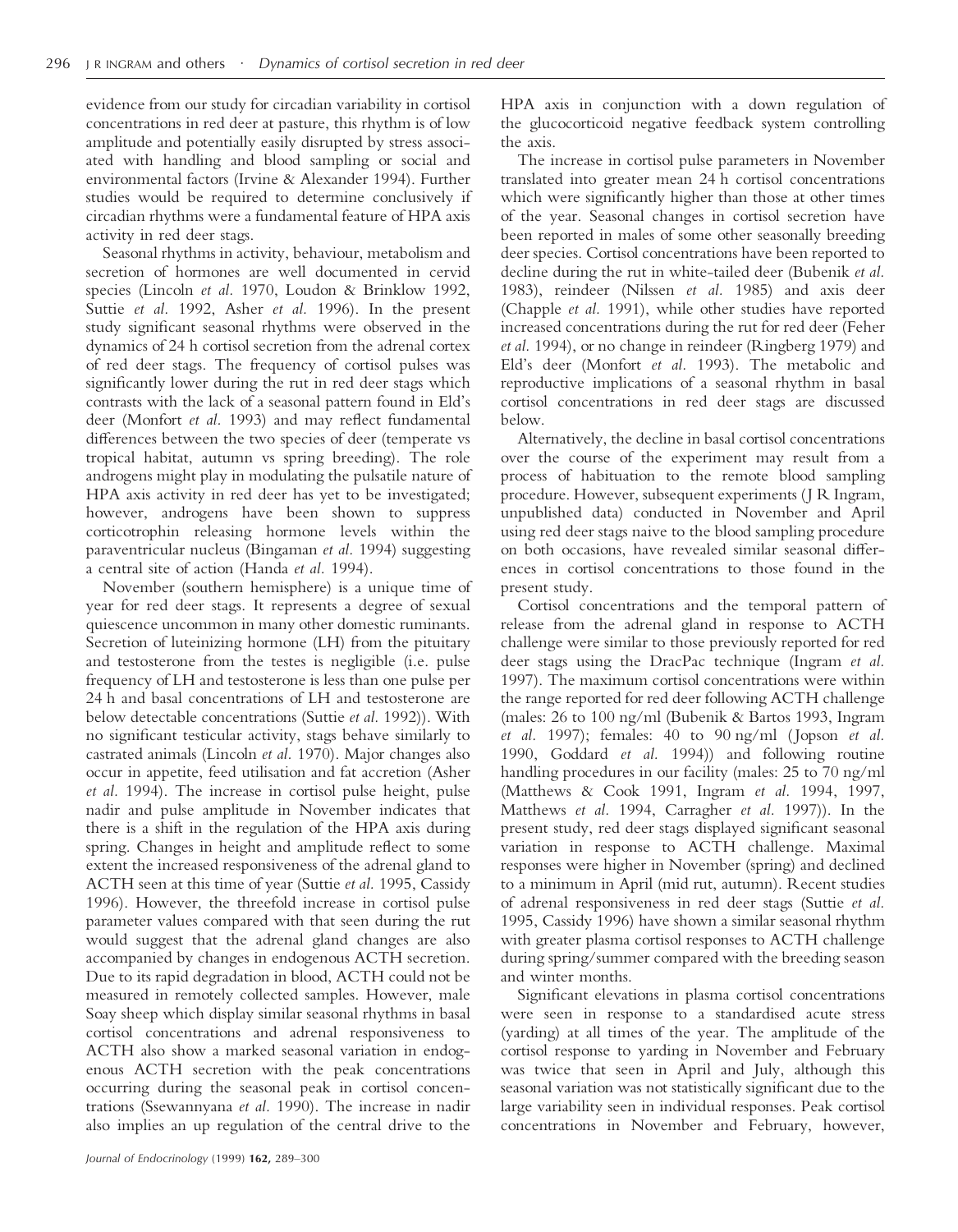evidence from our study for circadian variability in cortisol concentrations in red deer at pasture, this rhythm is of low amplitude and potentially easily disrupted by stress associated with handling and blood sampling or social and environmental factors (Irvine & Alexander 1994). Further studies would be required to determine conclusively if circadian rhythms were a fundamental feature of HPA axis activity in red deer stags.

Seasonal rhythms in activity, behaviour, metabolism and secretion of hormones are well documented in cervid species (Lincoln *et al.* 1970, Loudon & Brinklow 1992, Suttie *et al.* 1992, Asher *et al.* 1996). In the present study significant seasonal rhythms were observed in the dynamics of 24 h cortisol secretion from the adrenal cortex of red deer stags. The frequency of cortisol pulses was significantly lower during the rut in red deer stags which contrasts with the lack of a seasonal pattern found in Eld's deer (Monfort *et al.* 1993) and may reflect fundamental differences between the two species of deer (temperate vs tropical habitat, autumn vs spring breeding). The role androgens might play in modulating the pulsatile nature of HPA axis activity in red deer has yet to be investigated; however, androgens have been shown to suppress corticotrophin releasing hormone levels within the paraventricular nucleus (Bingaman *et al.* 1994) suggesting a central site of action (Handa *et al.* 1994).

November (southern hemisphere) is a unique time of year for red deer stags. It represents a degree of sexual quiescence uncommon in many other domestic ruminants. Secretion of luteinizing hormone (LH) from the pituitary and testosterone from the testes is negligible (i.e. pulse frequency of LH and testosterone is less than one pulse per 24 h and basal concentrations of LH and testosterone are below detectable concentrations (Suttie *et al.* 1992)). With no significant testicular activity, stags behave similarly to castrated animals (Lincoln *et al.* 1970). Major changes also occur in appetite, feed utilisation and fat accretion (Asher *et al.* 1994). The increase in cortisol pulse height, pulse nadir and pulse amplitude in November indicates that there is a shift in the regulation of the HPA axis during spring. Changes in height and amplitude reflect to some extent the increased responsiveness of the adrenal gland to ACTH seen at this time of year (Suttie *et al.* 1995, Cassidy 1996). However, the threefold increase in cortisol pulse parameter values compared with that seen during the rut would suggest that the adrenal gland changes are also accompanied by changes in endogenous ACTH secretion. Due to its rapid degradation in blood, ACTH could not be measured in remotely collected samples. However, male Soay sheep which display similar seasonal rhythms in basal cortisol concentrations and adrenal responsiveness to ACTH also show a marked seasonal variation in endogenous ACTH secretion with the peak concentrations occurring during the seasonal peak in cortisol concentrations (Ssewannyana *et al.* 1990). The increase in nadir also implies an up regulation of the central drive to the HPA axis in conjunction with a down regulation of the glucocorticoid negative feedback system controlling the axis.

The increase in cortisol pulse parameters in November translated into greater mean 24 h cortisol concentrations which were significantly higher than those at other times of the year. Seasonal changes in cortisol secretion have been reported in males of some other seasonally breeding deer species. Cortisol concentrations have been reported to decline during the rut in white-tailed deer (Bubenik *et al.* 1983), reindeer (Nilssen *et al.* 1985) and axis deer (Chapple *et al.* 1991), while other studies have reported increased concentrations during the rut for red deer (Feher *et al.* 1994), or no change in reindeer (Ringberg 1979) and Eld's deer (Monfort *et al.* 1993). The metabolic and reproductive implications of a seasonal rhythm in basal cortisol concentrations in red deer stags are discussed below.

Alternatively, the decline in basal cortisol concentrations over the course of the experiment may result from a process of habituation to the remote blood sampling procedure. However, subsequent experiments (J R Ingram, unpublished data) conducted in November and April using red deer stags naive to the blood sampling procedure on both occasions, have revealed similar seasonal differences in cortisol concentrations to those found in the present study.

Cortisol concentrations and the temporal pattern of release from the adrenal gland in response to ACTH challenge were similar to those previously reported for red deer stags using the DracPac technique (Ingram *et al.* 1997). The maximum cortisol concentrations were within the range reported for red deer following ACTH challenge (males: 26 to 100 ng/ml (Bubenik & Bartos 1993, Ingram *et al.* 1997); females: 40 to 90 ng/ml (Jopson *et al.* 1990, Goddard *et al.* 1994)) and following routine handling procedures in our facility (males: 25 to 70 ng/ml (Matthews & Cook 1991, Ingram *et al.* 1994, 1997, Matthews *et al.* 1994, Carragher *et al.* 1997)). In the present study, red deer stags displayed significant seasonal variation in response to ACTH challenge. Maximal responses were higher in November (spring) and declined to a minimum in April (mid rut, autumn). Recent studies of adrenal responsiveness in red deer stags (Suttie *et al.* 1995, Cassidy 1996) have shown a similar seasonal rhythm with greater plasma cortisol responses to ACTH challenge during spring/summer compared with the breeding season and winter months.

Significant elevations in plasma cortisol concentrations were seen in response to a standardised acute stress (yarding) at all times of the year. The amplitude of the cortisol response to yarding in November and February was twice that seen in April and July, although this seasonal variation was not statistically significant due to the large variability seen in individual responses. Peak cortisol concentrations in November and February, however,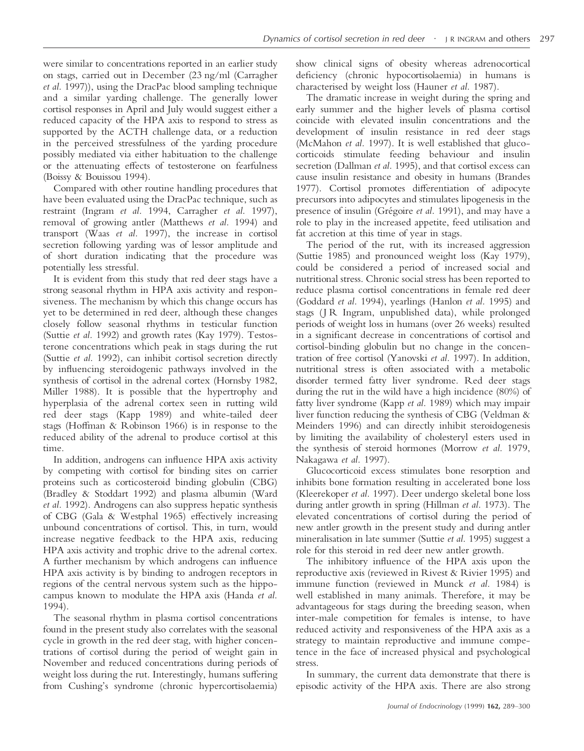were similar to concentrations reported in an earlier study on stags, carried out in December (23 ng/ml (Carragher *et al.* 1997)), using the DracPac blood sampling technique and a similar yarding challenge. The generally lower cortisol responses in April and July would suggest either a reduced capacity of the HPA axis to respond to stress as supported by the ACTH challenge data, or a reduction in the perceived stressfulness of the yarding procedure possibly mediated via either habituation to the challenge or the attenuating effects of testosterone on fearfulness (Boissy & Bouissou 1994).

Compared with other routine handling procedures that have been evaluated using the DracPac technique, such as restraint (Ingram *et al.* 1994, Carragher *et al.* 1997), removal of growing antler (Matthews *et al.* 1994) and transport (Waas *et al.* 1997), the increase in cortisol secretion following yarding was of lessor amplitude and of short duration indicating that the procedure was potentially less stressful.

It is evident from this study that red deer stags have a strong seasonal rhythm in HPA axis activity and responsiveness. The mechanism by which this change occurs has yet to be determined in red deer, although these changes closely follow seasonal rhythms in testicular function (Suttie *et al.* 1992) and growth rates (Kay 1979). Testosterone concentrations which peak in stags during the rut (Suttie *et al.* 1992), can inhibit cortisol secretion directly by influencing steroidogenic pathways involved in the synthesis of cortisol in the adrenal cortex (Hornsby 1982, Miller 1988). It is possible that the hypertrophy and hyperplasia of the adrenal cortex seen in rutting wild red deer stags (Kapp 1989) and white-tailed deer stags (Hoffman & Robinson 1966) is in response to the reduced ability of the adrenal to produce cortisol at this time.

In addition, androgens can influence HPA axis activity by competing with cortisol for binding sites on carrier proteins such as corticosteroid binding globulin (CBG) (Bradley & Stoddart 1992) and plasma albumin (Ward *et al.* 1992). Androgens can also suppress hepatic synthesis of CBG (Gala & Westphal 1965) effectively increasing unbound concentrations of cortisol. This, in turn, would increase negative feedback to the HPA axis, reducing HPA axis activity and trophic drive to the adrenal cortex. A further mechanism by which androgens can influence HPA axis activity is by binding to androgen receptors in regions of the central nervous system such as the hippocampus known to modulate the HPA axis (Handa *et al.* 1994).

The seasonal rhythm in plasma cortisol concentrations found in the present study also correlates with the seasonal cycle in growth in the red deer stag, with higher concentrations of cortisol during the period of weight gain in November and reduced concentrations during periods of weight loss during the rut. Interestingly, humans suffering from Cushing's syndrome (chronic hypercortisolaemia) show clinical signs of obesity whereas adrenocortical deficiency (chronic hypocortisolaemia) in humans is characterised by weight loss (Hauner *et al.* 1987).

The dramatic increase in weight during the spring and early summer and the higher levels of plasma cortisol coincide with elevated insulin concentrations and the development of insulin resistance in red deer stags (McMahon *et al.* 1997). It is well established that glucocorticoids stimulate feeding behaviour and insulin secretion (Dallman *et al.* 1995), and that cortisol excess can cause insulin resistance and obesity in humans (Brandes 1977). Cortisol promotes differentiation of adipocyte precursors into adipocytes and stimulates lipogenesis in the presence of insulin (Grégoire *et al.* 1991), and may have a role to play in the increased appetite, feed utilisation and fat accretion at this time of year in stags.

The period of the rut, with its increased aggression (Suttie 1985) and pronounced weight loss (Kay 1979), could be considered a period of increased social and nutritional stress. Chronic social stress has been reported to reduce plasma cortisol concentrations in female red deer (Goddard *et al.* 1994), yearlings (Hanlon *et al.* 1995) and stags (J R Ingram, unpublished data), while prolonged periods of weight loss in humans (over 26 weeks) resulted in a significant decrease in concentrations of cortisol and cortisol-binding globulin but no change in the concentration of free cortisol (Yanovski *et al.* 1997). In addition, nutritional stress is often associated with a metabolic disorder termed fatty liver syndrome. Red deer stags during the rut in the wild have a high incidence (80%) of fatty liver syndrome (Kapp *et al.* 1989) which may impair liver function reducing the synthesis of CBG (Veldman & Meinders 1996) and can directly inhibit steroidogenesis by limiting the availability of cholesteryl esters used in the synthesis of steroid hormones (Morrow *et al.* 1979, Nakagawa *et al.* 1997).

Glucocorticoid excess stimulates bone resorption and inhibits bone formation resulting in accelerated skeletal bone loss (Kleerekoper *et al.* 1997). Deer undergo skeletal bone loss during antler growth in spring (Hillman *et al.* 1973). The elevated concentrations of cortisol during the period of new antler growth in the present study and during antler mineralisation in late summer (Suttie *et al.* 1995) suggest a role for this steroid in red deer new antler growth.

The inhibitory influence of the HPA axis upon the reproductive axis (reviewed in Rivest & Rivier 1995) and immune function (reviewed in Munck *et al.* 1984) is well established in many animals. Therefore, it may be advantageous for stags during the breeding season, when inter-male competition for females is intense, to have reduced activity and responsiveness of the HPA axis as a strategy to maintain reproductive and immune competence in the face of increased physical and psychological stress.

In summary, the current data demonstrate that there is episodic activity of the HPA axis. There are also strong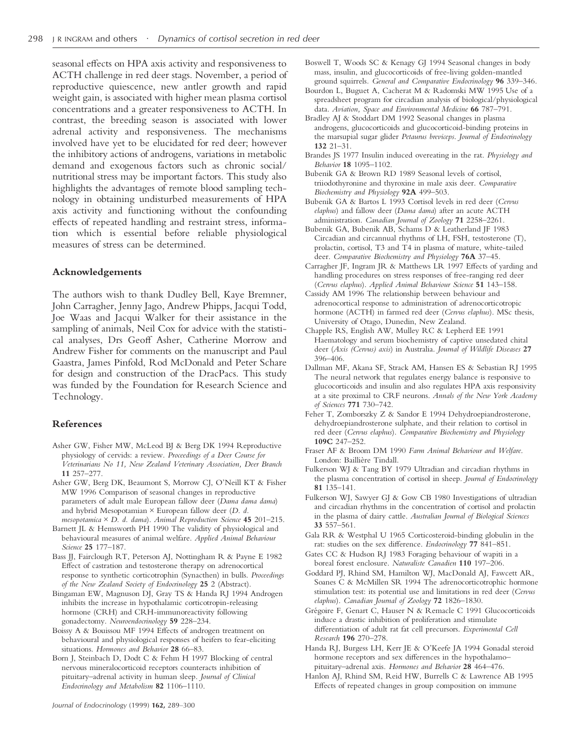seasonal effects on HPA axis activity and responsiveness to ACTH challenge in red deer stags. November, a period of reproductive quiescence, new antler growth and rapid weight gain, is associated with higher mean plasma cortisol concentrations and a greater responsiveness to ACTH. In contrast, the breeding season is associated with lower adrenal activity and responsiveness. The mechanisms involved have yet to be elucidated for red deer; however the inhibitory actions of androgens, variations in metabolic demand and exogenous factors such as chronic social/nutritional stress may be important factors. This study also highlights the advantages of remote blood sampling technology in obtaining undisturbed measurements of HPA axis activity and functioning without the confounding effects of repeated handling and restraint stress, information which is essential before reliable physiological measures of stress can be determined.

## Acknowledgements

The authors wish to thank Dudley Bell, Kaye Bremner, John Carragher, Jenny Jago, Andrew Phipps, Jacqui Todd, Joe Waas and Jacqui Walker for their assistance in the sampling of animals, Neil Cox for advice with the statistical analyses, Drs Geoff Asher, Catherine Morrow and Andrew Fisher for comments on the manuscript and Paul Gaastra, James Pinfold, Rod McDonald and Peter Schare for design and construction of the DracPacs. This study was funded by the Foundation for Research Science and Technology.

## References

Asher GW, Fisher MW, McLeod BJ & Berg DK 1994 Reproductive physiology of cervids: a review. *Proceedings of a Deer Course for Veterinarians No 11, New Zealand Veterinary Association, Deer Branch* **11** 257–277.

Asher GW, Berg DK, Beaumont S, Morrow CJ, O'Neill KT & Fisher MW 1996 Comparison of seasonal changes in reproductive parameters of adult male European fallow deer (*Dama dama dama*) and hybrid Mesopotamian × European fallow deer (*D. d. mesopotamica* × *D. d. dama*). *Animal Reproduction Science* **45** 201–215.

Barnett JL & Hemsworth PH 1990 The validity of physiological and behavioural measures of animal welfare. *Applied Animal Behaviour Science* **25** 177–187.

Bass JJ, Fairclough RT, Peterson AJ, Nottingham R & Payne E 1982 Effect of castration and testosterone therapy on adrenocortical response to synthetic corticotrophin (Synacthen) in bulls. *Proceedings of the New Zealand Society of Endocrinology* **25** 2 (Abstract).

Bingaman EW, Magnuson DJ, Gray TS & Handa RJ 1994 Androgen inhibits the increase in hypothalamic corticotropin-releasing hormone (CRH) and CRH-immunoreactivity following gonadectomy. *Neuroendocrinology* **59** 228–234.

Boissy A & Bouissou MF 1994 Effects of androgen treatment on behavioural and physiological responses of heifers to fear-eliciting situations. *Hormones and Behavior* **28** 66–83.

Born J, Steinbach D, Dodt C & Fehm H 1997 Blocking of central nervous mineralocorticoid receptors counteracts inhibition of pituitary–adrenal activity in human sleep. *Journal of Clinical Endocrinology and Metabolism* **82** 1106–1110.

Boswell T, Woods SC & Kenagy GJ 1994 Seasonal changes in body mass, insulin, and glucocorticoids of free-living golden-mantled ground squirrels. *General and Comparative Endocrinology* **96** 339–346.

Bourdon L, Buguet A, Cacherat M & Radomski MW 1995 Use of a spreadsheet program for circadian analysis of biological/physiological data. *Aviation, Space and Environmental Medicine* **66** 787–791.

Bradley AJ & Stoddart DM 1992 Seasonal changes in plasma androgens, glucocorticoids and glucocorticoid-binding proteins in the marsupial sugar glider *Petaurus breviceps*. *Journal of Endocrinology* **132** 21–31.

Brandes JS 1977 Insulin induced overeating in the rat. *Physiology and Behavior* **18** 1095–1102.

Bubenik GA & Brown RD 1989 Seasonal levels of cortisol, triiodothyronine and thyroxine in male axis deer. *Comparative Biochemistry and Physiology* **92A** 499–503.

Bubenik GA & Bartos L 1993 Cortisol levels in red deer (*Cervus elaphus*) and fallow deer (*Dama dama*) after an acute ACTH administration. *Canadian Journal of Zoology* **71** 2258–2261.

Bubenik GA, Bubenik AB, Schams D & Leatherland JF 1983 Circadian and circannual rhythms of LH, FSH, testosterone (T), prolactin, cortisol, T3 and T4 in plasma of mature, male white-tailed deer. *Comparative Biochemistry and Physiology* **76A** 37–45.

Carragher JF, Ingram JR & Matthews LR 1997 Effects of yarding and handling procedures on stress responses of free-ranging red deer (*Cervus elaphus*). *Applied Animal Behaviour Science* **51** 143–158.

Cassidy AM 1996 The relationship between behaviour and adrenocortical response to administration of adrenocorticotropic hormone (ACTH) in farmed red deer (*Cervus elaphus*). MSc thesis, University of Otago, Dunedin, New Zealand.

Chapple RS, English AW, Mulley RC & Lepherd EE 1991 Haematology and serum biochemistry of captive unsedated chital deer (*Axis (Cervus) axis*) in Australia. *Journal of Wildlife Diseases* **27** 396–406.

Dallman MF, Akana SF, Strack AM, Hansen ES & Sebastian RJ 1995 The neural network that regulates energy balance is responsive to glucocorticoids and insulin and also regulates HPA axis responsivity at a site proximal to CRF neurons. *Annals of the New York Academy of Sciences* **771** 730–742.

Feher T, Zomborszky Z & Sandor E 1994 Dehydroepiandrosterone, dehydroepiandrosterone sulphate, and their relation to cortisol in red deer (*Cervus elaphus*). *Comparative Biochemistry and Physiology* **109C** 247–252.

Fraser AF & Broom DM 1990 *Farm Animal Behaviour and Welfare*. London: Baillière Tindall.

Fulkerson WJ & Tang BY 1979 Ultradian and circadian rhythms in the plasma concentration of cortisol in sheep. *Journal of Endocrinology* **81** 135–141.

Fulkerson WJ, Sawyer GJ & Gow CB 1980 Investigations of ultradian and circadian rhythms in the concentration of cortisol and prolactin in the plasma of dairy cattle. *Australian Journal of Biological Sciences* **33** 557–561.

Gala RR & Westphal U 1965 Corticosteroid-binding globulin in the rat: studies on the sex difference. *Endocrinology* **77** 841–851.

Gates CC & Hudson RJ 1983 Foraging behaviour of wapiti in a boreal forest enclosure. *Naturaliste Canadien* **110** 197–206.

Goddard PJ, Rhind SM, Hamilton WJ, MacDonald AJ, Fawcett AR, Soanes C & McMillen SR 1994 The adrenocorticotrophic hormone stimulation test: its potential use and limitations in red deer (*Cervus elaphus*). *Canadian Journal of Zoology* **72** 1826–1830.

Grégoire F, Genart C, Hauser N & Remacle C 1991 Glucocorticoids induce a drastic inhibition of proliferation and stimulate differentiation of adult rat fat cell precursors. *Experimental Cell Research* **196** 270–278.

Handa RJ, Burgess LH, Kerr JE & O'Keefe JA 1994 Gonadal steroid hormone receptors and sex differences in the hypothalamo–pituitary–adrenal axis. *Hormones and Behavior* **28** 464–476.

Hanlon AJ, Rhind SM, Reid HW, Burrells C & Lawrence AB 1995 Effects of repeated changes in group composition on immune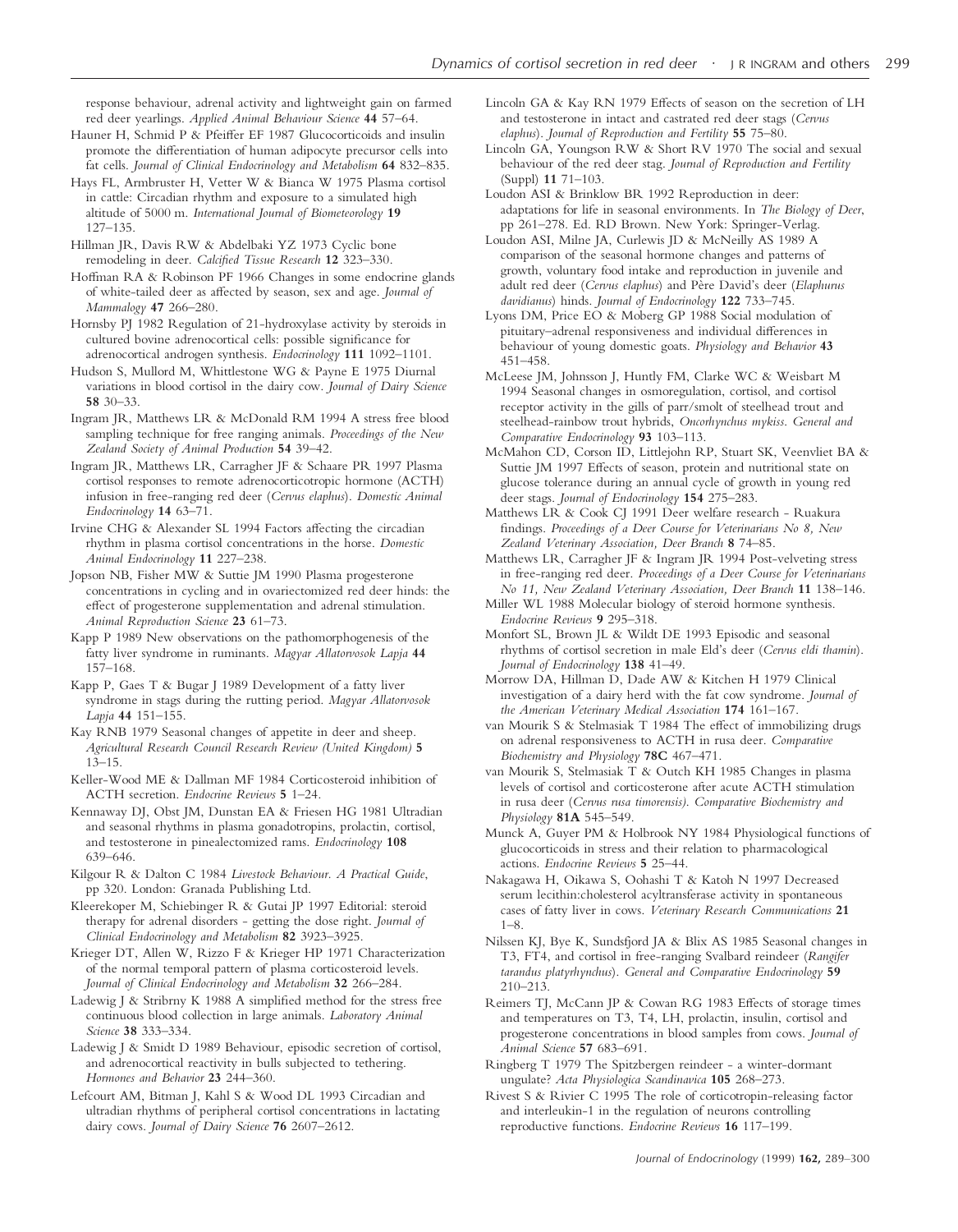response behaviour, adrenal activity and lightweight gain on farmed red deer yearlings. *Applied Animal Behaviour Science* **44** 57–64.

Hauner H, Schmid P & Pfeiffer EF 1987 Glucocorticoids and insulin promote the differentiation of human adipocyte precursor cells into fat cells. *Journal of Clinical Endocrinology and Metabolism* **64** 832–835.

Hays FL, Armbruster H, Vetter W & Bianca W 1975 Plasma cortisol in cattle: Circadian rhythm and exposure to a simulated high altitude of 5000 m. *International Journal of Biometeorology* **19** 127–135.

Hillman JR, Davis RW & Abdelbaki YZ 1973 Cyclic bone remodeling in deer. *Calcified Tissue Research* **12** 323–330.

Hoffman RA & Robinson PF 1966 Changes in some endocrine glands of white-tailed deer as affected by season, sex and age. *Journal of Mammalogy* **47** 266–280.

Hornsby PJ 1982 Regulation of 21-hydroxylase activity by steroids in cultured bovine adrenocortical cells: possible significance for adrenocortical androgen synthesis. *Endocrinology* **111** 1092–1101.

Hudson S, Mullord M, Whittlestone WG & Payne E 1975 Diurnal variations in blood cortisol in the dairy cow. *Journal of Dairy Science* **58** 30–33.

Ingram JR, Matthews LR & McDonald RM 1994 A stress free blood sampling technique for free ranging animals. *Proceedings of the New Zealand Society of Animal Production* **54** 39–42.

Ingram JR, Matthews LR, Carragher JF & Schaare PR 1997 Plasma cortisol responses to remote adrenocorticotropic hormone (ACTH) infusion in free-ranging red deer (*Cervus elaphus*). *Domestic Animal Endocrinology* **14** 63–71.

Irvine CHG & Alexander SL 1994 Factors affecting the circadian rhythm in plasma cortisol concentrations in the horse. *Domestic Animal Endocrinology* **11** 227–238.

Jopson NB, Fisher MW & Suttie JM 1990 Plasma progesterone concentrations in cycling and in ovariectomized red deer hinds: the effect of progesterone supplementation and adrenal stimulation. *Animal Reproduction Science* **23** 61–73.

Kapp P 1989 New observations on the pathomorphogenesis of the fatty liver syndrome in ruminants. *Magyar Allatorvosok Lapja* **44** 157–168.

Kapp P, Gaes T & Bugar J 1989 Development of a fatty liver syndrome in stags during the rutting period. *Magyar Allatorvosok Lapja* **44** 151–155.

Kay RNB 1979 Seasonal changes of appetite in deer and sheep. *Agricultural Research Council Research Review (United Kingdom)* **5** 13–15.

Keller-Wood ME & Dallman MF 1984 Corticosteroid inhibition of ACTH secretion. *Endocrine Reviews* **5** 1–24.

Kennaway DJ, Obst JM, Dunstan EA & Friesen HG 1981 Ultradian and seasonal rhythms in plasma gonadotropins, prolactin, cortisol, and testosterone in pinealectomized rams. *Endocrinology* **108** 639–646.

Kilgour R & Dalton C 1984 *Livestock Behaviour. A Practical Guide*, pp 320. London: Granada Publishing Ltd.

Kleerekoper M, Schiebinger R & Gutai JP 1997 Editorial: steroid therapy for adrenal disorders - getting the dose right. *Journal of Clinical Endocrinology and Metabolism* **82** 3923–3925.

Krieger DT, Allen W, Rizzo F & Krieger HP 1971 Characterization of the normal temporal pattern of plasma corticosteroid levels. *Journal of Clinical Endocrinology and Metabolism* **32** 266–284.

Ladewig J & Stribrny K 1988 A simplified method for the stress free continuous blood collection in large animals. *Laboratory Animal Science* **38** 333–334.

Ladewig J & Smidt D 1989 Behaviour, episodic secretion of cortisol, and adrenocortical reactivity in bulls subjected to tethering. *Hormones and Behavior* **23** 244–360.

Lefcourt AM, Bitman J, Kahl S & Wood DL 1993 Circadian and ultradian rhythms of peripheral cortisol concentrations in lactating dairy cows. *Journal of Dairy Science* **76** 2607–2612.

Lincoln GA & Kay RN 1979 Effects of season on the secretion of LH and testosterone in intact and castrated red deer stags (*Cervus elaphus*). *Journal of Reproduction and Fertility* **55** 75–80.

Lincoln GA, Youngson RW & Short RV 1970 The social and sexual behaviour of the red deer stag. *Journal of Reproduction and Fertility* (Suppl) **11** 71–103.

Loudon ASI & Brinklow BR 1992 Reproduction in deer: adaptations for life in seasonal environments. In *The Biology of Deer*, pp 261–278. Ed. RD Brown. New York: Springer-Verlag.

Loudon ASI, Milne JA, Curlewis JD & McNeilly AS 1989 A comparison of the seasonal hormone changes and patterns of growth, voluntary food intake and reproduction in juvenile and adult red deer (*Cervus elaphus*) and Père David's deer (*Elaphurus davidianus*) hinds. *Journal of Endocrinology* **122** 733–745.

Lyons DM, Price EO & Moberg GP 1988 Social modulation of pituitary–adrenal responsiveness and individual differences in behaviour of young domestic goats. *Physiology and Behavior* **43** 451–458.

McLeese JM, Johnsson J, Huntly FM, Clarke WC & Weisbart M 1994 Seasonal changes in osmoregulation, cortisol, and cortisol receptor activity in the gills of parr/smolt of steelhead trout and steelhead-rainbow trout hybrids, *Oncorhynchus mykiss*. *General and Comparative Endocrinology* **93** 103–113.

McMahon CD, Corson ID, Littlejohn RP, Stuart SK, Veenvliet BA & Suttie JM 1997 Effects of season, protein and nutritional state on glucose tolerance during an annual cycle of growth in young red deer stags. *Journal of Endocrinology* **154** 275–283.

Matthews LR & Cook CJ 1991 Deer welfare research - Ruakura findings. *Proceedings of a Deer Course for Veterinarians No 8, New Zealand Veterinary Association, Deer Branch* **8** 74–85.

Matthews LR, Carragher JF & Ingram JR 1994 Post-velveting stress in free-ranging red deer. *Proceedings of a Deer Course for Veterinarians No 11, New Zealand Veterinary Association, Deer Branch* **11** 138–146.

Miller WL 1988 Molecular biology of steroid hormone synthesis. *Endocrine Reviews* **9** 295–318.

Monfort SL, Brown JL & Wildt DE 1993 Episodic and seasonal rhythms of cortisol secretion in male Eld's deer (*Cervus eldi thamin*). *Journal of Endocrinology* **138** 41–49.

Morrow DA, Hillman D, Dade AW & Kitchen H 1979 Clinical investigation of a dairy herd with the fat cow syndrome. *Journal of the American Veterinary Medical Association* **174** 161–167.

van Mourik S & Stelmasiak T 1984 The effect of immobilizing drugs on adrenal responsiveness to ACTH in rusa deer. *Comparative Biochemistry and Physiology* **78C** 467–471.

van Mourik S, Stelmasiak T & Outch KH 1985 Changes in plasma levels of cortisol and corticosterone after acute ACTH stimulation in rusa deer (*Cervus rusa timorensis*). *Comparative Biochemistry and Physiology* **81A** 545–549.

Munck A, Guyer PM & Holbrook NY 1984 Physiological functions of glucocorticoids in stress and their relation to pharmacological actions. *Endocrine Reviews* **5** 25–44.

Nakagawa H, Oikawa S, Oohashi T & Katoh N 1997 Decreased serum lecithin:cholesterol acyltransferase activity in spontaneous cases of fatty liver in cows. *Veterinary Research Communications* **21** 1–8.

Nilssen KJ, Bye K, Sundsfjord JA & Blix AS 1985 Seasonal changes in T3, FT4, and cortisol in free-ranging Svalbard reindeer (*Rangifer tarandus platyrhynchus*). *General and Comparative Endocrinology* **59** 210–213.

Reimers TJ, McCann JP & Cowan RG 1983 Effects of storage times and temperatures on T3, T4, LH, prolactin, insulin, cortisol and progesterone concentrations in blood samples from cows. *Journal of Animal Science* **57** 683–691.

Ringberg T 1979 The Spitzbergen reindeer - a winter-dormant ungulate? *Acta Physiologica Scandinavica* **105** 268–273.

Rivest S & Rivier C 1995 The role of corticotropin-releasing factor and interleukin-1 in the regulation of neurons controlling reproductive functions. *Endocrine Reviews* **16** 117–199.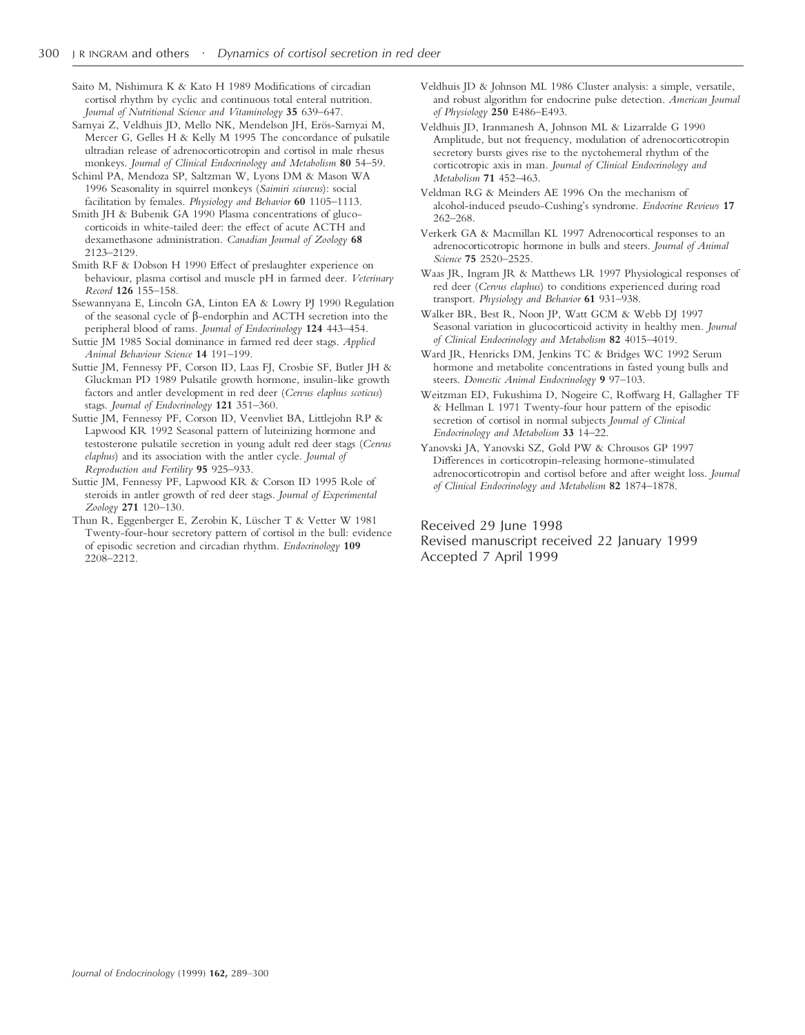Saito M, Nishimura K & Kato H 1989 Modifications of circadian cortisol rhythm by cyclic and continuous total enteral nutrition. *Journal of Nutritional Science and Vitaminology* **35** 639–647.

Sarnyai Z, Veldhuis JD, Mello NK, Mendelson JH, Erös-Sarnyai M, Mercer G, Gelles H & Kelly M 1995 The concordance of pulsatile ultradian release of adrenocorticotropin and cortisol in male rhesus monkeys. *Journal of Clinical Endocrinology and Metabolism* **80** 54–59.

Schiml PA, Mendoza SP, Saltzman W, Lyons DM & Mason WA 1996 Seasonality in squirrel monkeys (*Saimiri sciureus*): social facilitation by females. *Physiology and Behavior* **60** 1105–1113.

Smith JH & Bubenik GA 1990 Plasma concentrations of glucocorticoids in white-tailed deer: the effect of acute ACTH and dexamethasone administration. *Canadian Journal of Zoology* **68** 2123–2129.

Smith RF & Dobson H 1990 Effect of preslaughter experience on behaviour, plasma cortisol and muscle pH in farmed deer. *Veterinary Record* **126** 155–158.

Ssewannyana E, Lincoln GA, Linton EA & Lowry PJ 1990 Regulation of the seasonal cycle of β-endorphin and ACTH secretion into the peripheral blood of rams. *Journal of Endocrinology* **124** 443–454.

Suttie JM 1985 Social dominance in farmed red deer stags. *Applied Animal Behaviour Science* **14** 191–199.

Suttie JM, Fennessy PF, Corson ID, Laas FJ, Crosbie SF, Butler JH & Gluckman PD 1989 Pulsatile growth hormone, insulin-like growth factors and antler development in red deer (*Cervus elaphus scoticus*) stags. *Journal of Endocrinology* **121** 351–360.

Suttie JM, Fennessy PF, Corson ID, Veenvliet BA, Littlejohn RP & Lapwood KR 1992 Seasonal pattern of luteinizing hormone and testosterone pulsatile secretion in young adult red deer stags (*Cervus elaphus*) and its association with the antler cycle. *Journal of Reproduction and Fertility* **95** 925–933.

Suttie JM, Fennessy PF, Lapwood KR & Corson ID 1995 Role of steroids in antler growth of red deer stags. *Journal of Experimental Zoology* **271** 120–130.

Thun R, Eggenberger E, Zerobin K, Lüscher T & Vetter W 1981 Twenty-four-hour secretory pattern of cortisol in the bull: evidence of episodic secretion and circadian rhythm. *Endocrinology* **109** 2208–2212.

Veldhuis JD & Johnson ML 1986 Cluster analysis: a simple, versatile, and robust algorithm for endocrine pulse detection. *American Journal of Physiology* **250** E486–E493.

Veldhuis JD, Iranmanesh A, Johnson ML & Lizarralde G 1990 Amplitude, but not frequency, modulation of adrenocorticotropin secretory bursts gives rise to the nyctohemeral rhythm of the corticotropic axis in man. *Journal of Clinical Endocrinology and Metabolism* **71** 452–463.

Veldman RG & Meinders AE 1996 On the mechanism of alcohol-induced pseudo-Cushing's syndrome. *Endocrine Reviews* **17** 262–268.

Verkerk GA & Macmillan KL 1997 Adrenocortical responses to an adrenocorticotropic hormone in bulls and steers. *Journal of Animal Science* **75** 2520–2525.

Waas JR, Ingram JR & Matthews LR 1997 Physiological responses of red deer (*Cervus elaphus*) to conditions experienced during road transport. *Physiology and Behavior* **61** 931–938.

Walker BR, Best R, Noon JP, Watt GCM & Webb DJ 1997 Seasonal variation in glucocorticoid activity in healthy men. *Journal of Clinical Endocrinology and Metabolism* **82** 4015–4019.

Ward JR, Henricks DM, Jenkins TC & Bridges WC 1992 Serum hormone and metabolite concentrations in fasted young bulls and steers. *Domestic Animal Endocrinology* **9** 97–103.

Weitzman ED, Fukushima D, Nogeire C, Roffwarg H, Gallagher TF & Hellman L 1971 Twenty-four hour pattern of the episodic secretion of cortisol in normal subjects *Journal of Clinical Endocrinology and Metabolism* **33** 14–22.

Yanovski JA, Yanovski SZ, Gold PW & Chrousos GP 1997 Differences in corticotropin-releasing hormone-stimulated adrenocorticotropin and cortisol before and after weight loss. *Journal of Clinical Endocrinology and Metabolism* **82** 1874–1878.

Received 29 June 1998
Revised manuscript received 22 January 1999
Accepted 7 April 1999